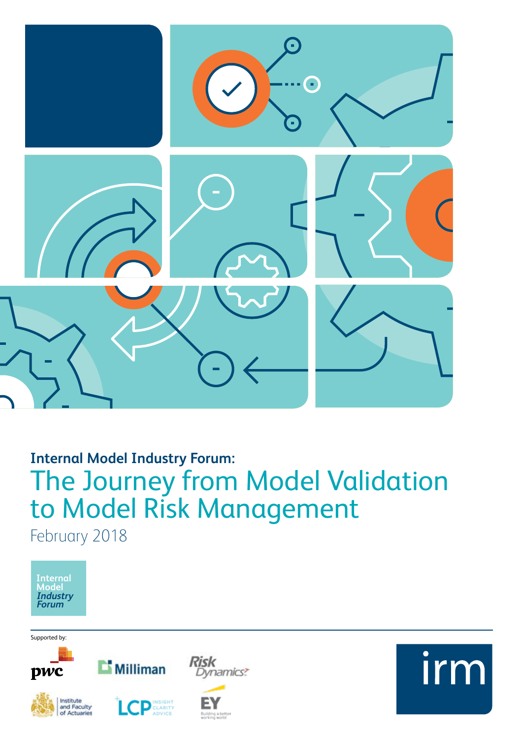**Internal Model Industry Forum:**

# The Journey from Model Validation to Model Risk Management

February 2018

Internal Model *Industry Forum*

Supported by:

pwc

Milliman

Risk Dynamics

Institute and Faculty of Actuaries

LCP INSIGHT CLARITY ADVICE

EY Building a better working world

irm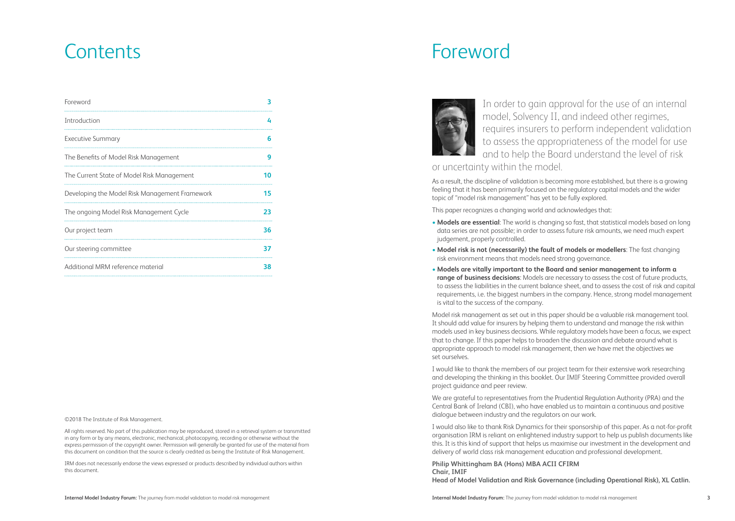# Contents

| | |
|---|---|
| Foreword | 3 |
| Introduction | 4 |
| Executive Summary | 6 |
| The Benefits of Model Risk Management | 9 |
| The Current State of Model Risk Management | 10 |
| Developing the Model Risk Management Framework | 15 |
| The ongoing Model Risk Management Cycle | 23 |
| Our project team | 36 |
| Our steering committee | 37 |
| Additional MRM reference material | 38 |

©2018 The Institute of Risk Management.

All rights reserved. No part of this publication may be reproduced, stored in a retrieval system or transmitted in any form or by any means, electronic, mechanical, photocopying, recording or otherwise without the express permission of the copyright owner. Permission will generally be granted for use of the material from this document on condition that the source is clearly credited as being the Institute of Risk Management.

IRM does not necessarily endorse the views expressed or products described by individual authors within this document.

# Foreword

In order to gain approval for the use of an internal model, Solvency II, and indeed other regimes, requires insurers to perform independent validation to assess the appropriateness of the model for use and to help the Board understand the level of risk or uncertainty within the model.

As a result, the discipline of validation is becoming more established, but there is a growing feeling that it has been primarily focused on the regulatory capital models and the wider topic of "model risk management" has yet to be fully explored.

This paper recognizes a changing world and acknowledges that:

- **Models are essential**: The world is changing so fast, that statistical models based on long data series are not possible; in order to assess future risk amounts, we need much expert judgement, properly controlled.
- **Model risk is not (necessarily) the fault of models or modellers**: The fast changing risk environment means that models need strong governance.
- **Models are vitally important to the Board and senior management to inform a range of business decisions**: Models are necessary to assess the cost of future products, to assess the liabilities in the current balance sheet, and to assess the cost of risk and capital requirements, i.e. the biggest numbers in the company. Hence, strong model management is vital to the success of the company.

Model risk management as set out in this paper should be a valuable risk management tool. It should add value for insurers by helping them to understand and manage the risk within models used in key business decisions. While regulatory models have been a focus, we expect that to change. If this paper helps to broaden the discussion and debate around what is appropriate approach to model risk management, then we have met the objectives we set ourselves.

I would like to thank the members of our project team for their extensive work researching and developing the thinking in this booklet. Our IMIF Steering Committee provided overall project guidance and peer review.

We are grateful to representatives from the Prudential Regulation Authority (PRA) and the Central Bank of Ireland (CBI), who have enabled us to maintain a continuous and positive dialogue between industry and the regulators on our work.

I would also like to thank Risk Dynamics for their sponsorship of this paper. As a not-for-profit organisation IRM is reliant on enlightened industry support to help us publish documents like this. It is this kind of support that helps us maximise our investment in the development and delivery of world class risk management education and professional development.

**Philip Whittingham BA (Hons) MBA ACII CFIRM**
**Chair, IMIF**
**Head of Model Validation and Risk Governance (including Operational Risk), XL Catlin.**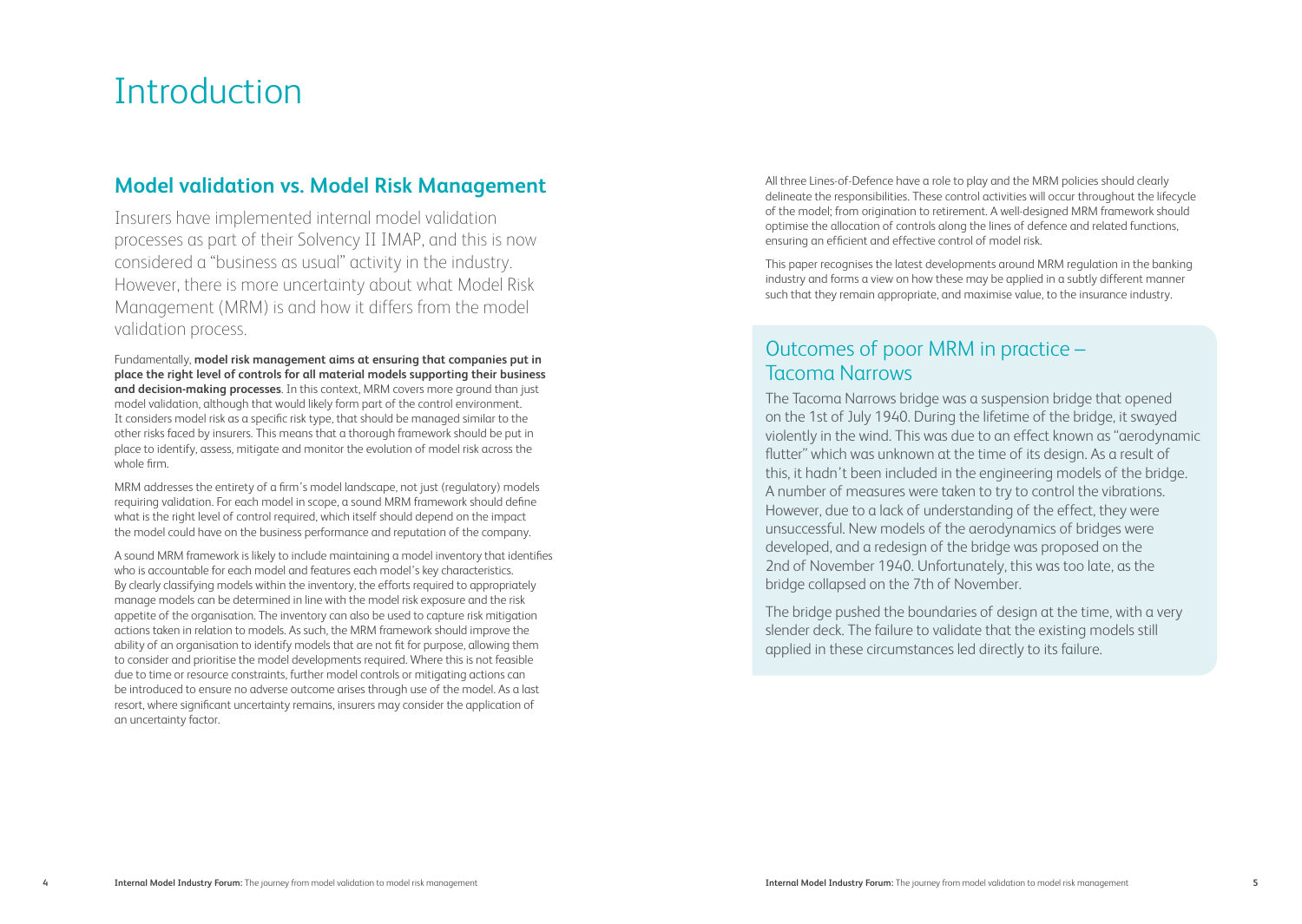# Introduction

## Model validation vs. Model Risk Management

Insurers have implemented internal model validation processes as part of their Solvency II IMAP, and this is now considered a "business as usual" activity in the industry. However, there is more uncertainty about what Model Risk Management (MRM) is and how it differs from the model validation process.

Fundamentally, **model risk management aims at ensuring that companies put in place the right level of controls for all material models supporting their business and decision-making processes**. In this context, MRM covers more ground than just model validation, although that would likely form part of the control environment. It considers model risk as a specific risk type, that should be managed similar to the other risks faced by insurers. This means that a thorough framework should be put in place to identify, assess, mitigate and monitor the evolution of model risk across the whole firm.

MRM addresses the entirety of a firm's model landscape, not just (regulatory) models requiring validation. For each model in scope, a sound MRM framework should define what is the right level of control required, which itself should depend on the impact the model could have on the business performance and reputation of the company.

A sound MRM framework is likely to include maintaining a model inventory that identifies who is accountable for each model and features each model's key characteristics. By clearly classifying models within the inventory, the efforts required to appropriately manage models can be determined in line with the model risk exposure and the risk appetite of the organisation. The inventory can also be used to capture risk mitigation actions taken in relation to models. As such, the MRM framework should improve the ability of an organisation to identify models that are not fit for purpose, allowing them to consider and prioritise the model developments required. Where this is not feasible due to time or resource constraints, further model controls or mitigating actions can be introduced to ensure no adverse outcome arises through use of the model. As a last resort, where significant uncertainty remains, insurers may consider the application of an uncertainty factor.

All three Lines-of-Defence have a role to play and the MRM policies should clearly delineate the responsibilities. These control activities will occur throughout the lifecycle of the model; from origination to retirement. A well-designed MRM framework should optimise the allocation of controls along the lines of defence and related functions, ensuring an efficient and effective control of model risk.

This paper recognises the latest developments around MRM regulation in the banking industry and forms a view on how these may be applied in a subtly different manner such that they remain appropriate, and maximise value, to the insurance industry.

### Outcomes of poor MRM in practice – Tacoma Narrows

The Tacoma Narrows bridge was a suspension bridge that opened on the 1st of July 1940. During the lifetime of the bridge, it swayed violently in the wind. This was due to an effect known as "aerodynamic flutter" which was unknown at the time of its design. As a result of this, it hadn't been included in the engineering models of the bridge. A number of measures were taken to try to control the vibrations. However, due to a lack of understanding of the effect, they were unsuccessful. New models of the aerodynamics of bridges were developed, and a redesign of the bridge was proposed on the 2nd of November 1940. Unfortunately, this was too late, as the bridge collapsed on the 7th of November.

The bridge pushed the boundaries of design at the time, with a very slender deck. The failure to validate that the existing models still applied in these circumstances led directly to its failure.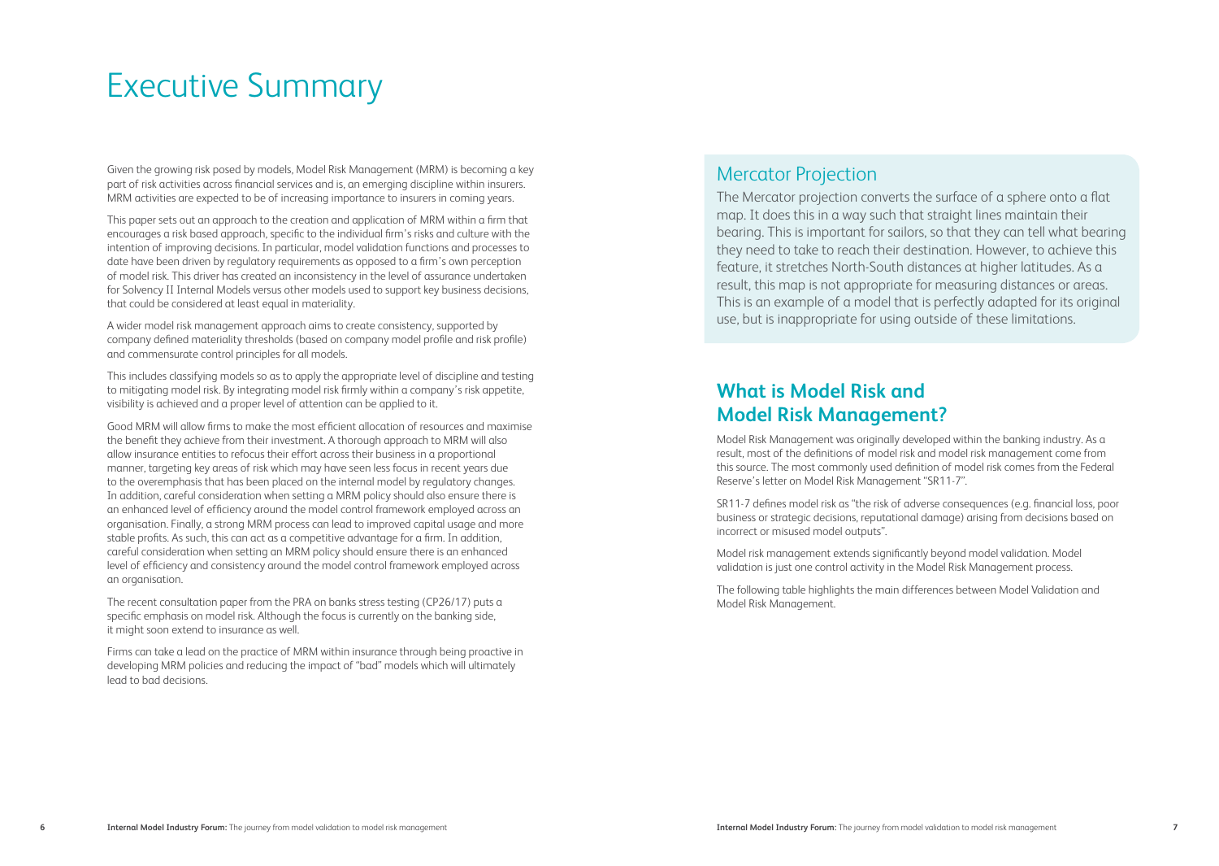# Executive Summary

Given the growing risk posed by models, Model Risk Management (MRM) is becoming a key part of risk activities across financial services and is, an emerging discipline within insurers. MRM activities are expected to be of increasing importance to insurers in coming years.

This paper sets out an approach to the creation and application of MRM within a firm that encourages a risk based approach, specific to the individual firm's risks and culture with the intention of improving decisions. In particular, model validation functions and processes to date have been driven by regulatory requirements as opposed to a firm's own perception of model risk. This driver has created an inconsistency in the level of assurance undertaken for Solvency II Internal Models versus other models used to support key business decisions, that could be considered at least equal in materiality.

A wider model risk management approach aims to create consistency, supported by company defined materiality thresholds (based on company model profile and risk profile) and commensurate control principles for all models.

This includes classifying models so as to apply the appropriate level of discipline and testing to mitigating model risk. By integrating model risk firmly within a company's risk appetite, visibility is achieved and a proper level of attention can be applied to it.

Good MRM will allow firms to make the most efficient allocation of resources and maximise the benefit they achieve from their investment. A thorough approach to MRM will also allow insurance entities to refocus their effort across their business in a proportional manner, targeting key areas of risk which may have seen less focus in recent years due to the overemphasis that has been placed on the internal model by regulatory changes. In addition, careful consideration when setting a MRM policy should also ensure there is an enhanced level of efficiency around the model control framework employed across an organisation. Finally, a strong MRM process can lead to improved capital usage and more stable profits. As such, this can act as a competitive advantage for a firm. In addition, careful consideration when setting an MRM policy should ensure there is an enhanced level of efficiency and consistency around the model control framework employed across an organisation.

The recent consultation paper from the PRA on banks stress testing (CP26/17) puts a specific emphasis on model risk. Although the focus is currently on the banking side, it might soon extend to insurance as well.

Firms can take a lead on the practice of MRM within insurance through being proactive in developing MRM policies and reducing the impact of "bad" models which will ultimately lead to bad decisions.

## Mercator Projection

The Mercator projection converts the surface of a sphere onto a flat map. It does this in a way such that straight lines maintain their bearing. This is important for sailors, so that they can tell what bearing they need to take to reach their destination. However, to achieve this feature, it stretches North-South distances at higher latitudes. As a result, this map is not appropriate for measuring distances or areas. This is an example of a model that is perfectly adapted for its original use, but is inappropriate for using outside of these limitations.

## What is Model Risk and Model Risk Management?

Model Risk Management was originally developed within the banking industry. As a result, most of the definitions of model risk and model risk management come from this source. The most commonly used definition of model risk comes from the Federal Reserve's letter on Model Risk Management "SR11-7".

SR11-7 defines model risk as "the risk of adverse consequences (e.g. financial loss, poor business or strategic decisions, reputational damage) arising from decisions based on incorrect or misused model outputs".

Model risk management extends significantly beyond model validation. Model validation is just one control activity in the Model Risk Management process.

The following table highlights the main differences between Model Validation and Model Risk Management.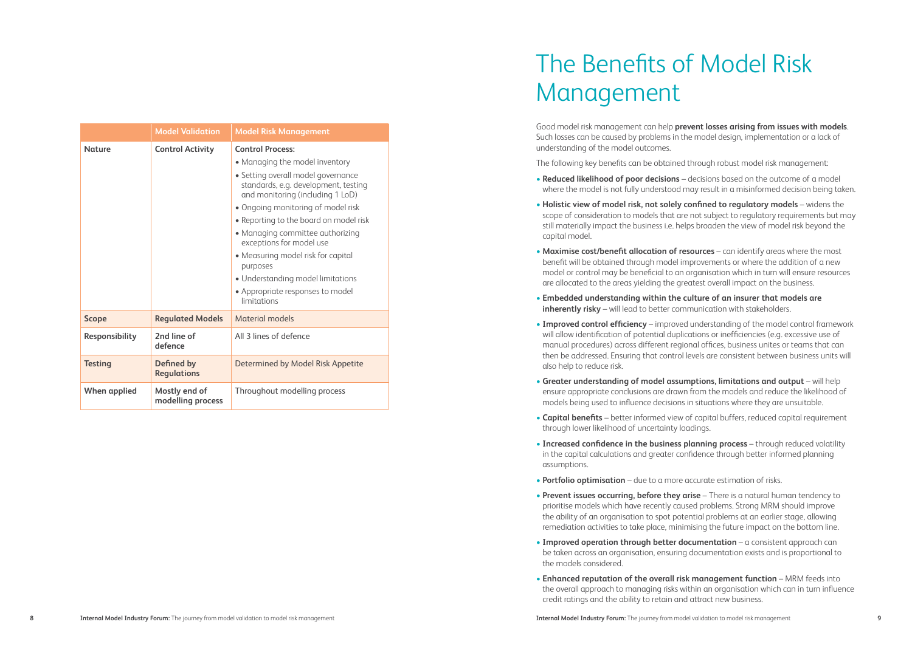| | Model Validation | Model Risk Management |
|---|---|---|
| **Nature** | **Control Activity** | **Control Process:** • Managing the model inventory • Setting overall model governance standards, e.g. development, testing and monitoring (including 1 LoD) • Ongoing monitoring of model risk • Reporting to the board on model risk • Managing committee authorizing exceptions for model use • Measuring model risk for capital purposes • Understanding model limitations • Appropriate responses to model limitations |
| **Scope** | **Regulated Models** | Material models |
| **Responsibility** | **2nd line of defence** | All 3 lines of defence |
| **Testing** | **Defined by Regulations** | Determined by Model Risk Appetite |
| **When applied** | **Mostly end of modelling process** | Throughout modelling process |

# The Benefits of Model Risk Management

Good model risk management can help **prevent losses arising from issues with models**. Such losses can be caused by problems in the model design, implementation or a lack of understanding of the model outcomes.

The following key benefits can be obtained through robust model risk management:

- **Reduced likelihood of poor decisions** – decisions based on the outcome of a model where the model is not fully understood may result in a misinformed decision being taken.
- **Holistic view of model risk, not solely confined to regulatory models** – widens the scope of consideration to models that are not subject to regulatory requirements but may still materially impact the business i.e. helps broaden the view of model risk beyond the capital model.
- **Maximise cost/benefit allocation of resources** – can identify areas where the most benefit will be obtained through model improvements or where the addition of a new model or control may be beneficial to an organisation which in turn will ensure resources are allocated to the areas yielding the greatest overall impact on the business.
- **Embedded understanding within the culture of an insurer that models are inherently risky** – will lead to better communication with stakeholders.
- **Improved control efficiency** – improved understanding of the model control framework will allow identification of potential duplications or inefficiencies (e.g. excessive use of manual procedures) across different regional offices, business unites or teams that can then be addressed. Ensuring that control levels are consistent between business units will also help to reduce risk.
- **Greater understanding of model assumptions, limitations and output** – will help ensure appropriate conclusions are drawn from the models and reduce the likelihood of models being used to influence decisions in situations where they are unsuitable.
- **Capital benefits** – better informed view of capital buffers, reduced capital requirement through lower likelihood of uncertainty loadings.
- **Increased confidence in the business planning process** – through reduced volatility in the capital calculations and greater confidence through better informed planning assumptions.
- **Portfolio optimisation** – due to a more accurate estimation of risks.
- **Prevent issues occurring, before they arise** – There is a natural human tendency to prioritise models which have recently caused problems. Strong MRM should improve the ability of an organisation to spot potential problems at an earlier stage, allowing remediation activities to take place, minimising the future impact on the bottom line.
- **Improved operation through better documentation** – a consistent approach can be taken across an organisation, ensuring documentation exists and is proportional to the models considered.
- **Enhanced reputation of the overall risk management function** – MRM feeds into the overall approach to managing risks within an organisation which can in turn influence credit ratings and the ability to retain and attract new business.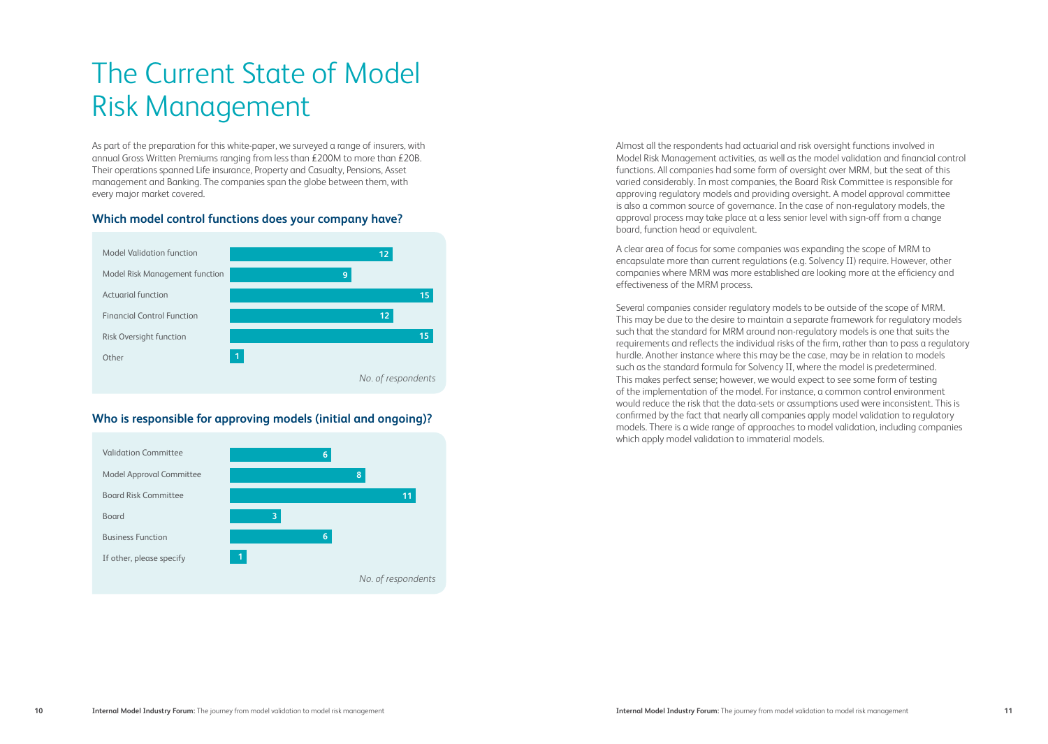# The Current State of Model Risk Management

As part of the preparation for this white-paper, we surveyed a range of insurers, with annual Gross Written Premiums ranging from less than £200M to more than £20B. Their operations spanned Life insurance, Property and Casualty, Pensions, Asset management and Banking. The companies span the globe between them, with every major market covered.

### Which model control functions does your company have?

| Function | No. of respondents |
|---|---|
| Model Validation function | 12 |
| Model Risk Management function | 9 |
| Actuarial function | 15 |
| Financial Control Function | 12 |
| Risk Oversight function | 15 |
| Other | 1 |

### Who is responsible for approving models (initial and ongoing)?

| Approver | No. of respondents |
|---|---|
| Validation Committee | 6 |
| Model Approval Committee | 8 |
| Board Risk Committee | 11 |
| Board | 3 |
| Business Function | 6 |
| If other, please specify | 1 |

Almost all the respondents had actuarial and risk oversight functions involved in Model Risk Management activities, as well as the model validation and financial control functions. All companies had some form of oversight over MRM, but the seat of this varied considerably. In most companies, the Board Risk Committee is responsible for approving regulatory models and providing oversight. A model approval committee is also a common source of governance. In the case of non-regulatory models, the approval process may take place at a less senior level with sign-off from a change board, function head or equivalent.

A clear area of focus for some companies was expanding the scope of MRM to encapsulate more than current regulations (e.g. Solvency II) require. However, other companies where MRM was more established are looking more at the efficiency and effectiveness of the MRM process.

Several companies consider regulatory models to be outside of the scope of MRM. This may be due to the desire to maintain a separate framework for regulatory models such that the standard for MRM around non-regulatory models is one that suits the requirements and reflects the individual risks of the firm, rather than to pass a regulatory hurdle. Another instance where this may be the case, may be in relation to models such as the standard formula for Solvency II, where the model is predetermined. This makes perfect sense; however, we would expect to see some form of testing of the implementation of the model. For instance, a common control environment would reduce the risk that the data-sets or assumptions used were inconsistent. This is confirmed by the fact that nearly all companies apply model validation to regulatory models. There is a wide range of approaches to model validation, including companies which apply model validation to immaterial models.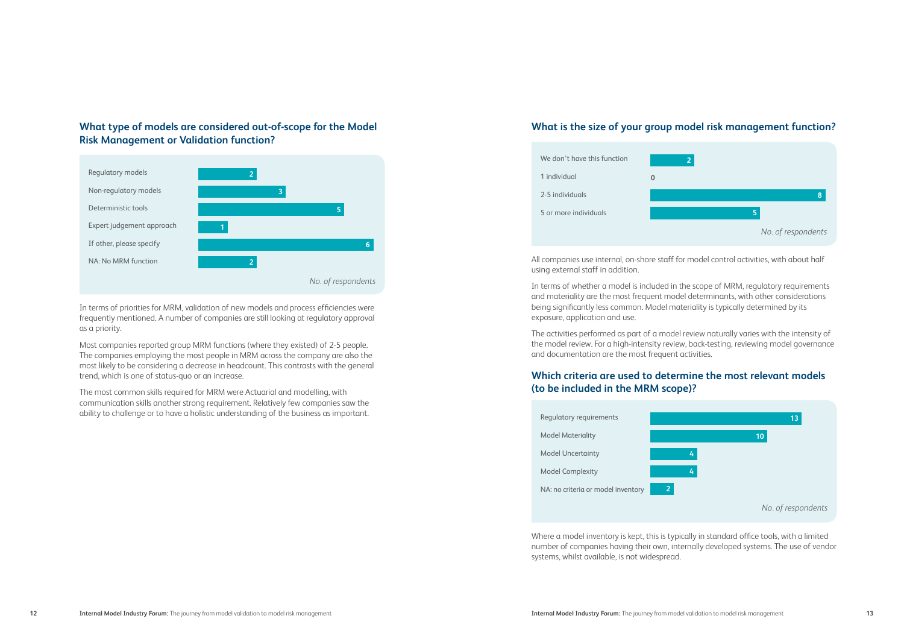## What type of models are considered out-of-scope for the Model Risk Management or Validation function?

| | No. of respondents |
|---|---|
| Regulatory models | 2 |
| Non-regulatory models | 3 |
| Deterministic tools | 5 |
| Expert judgement approach | 1 |
| If other, please specify | 6 |
| NA: No MRM function | 2 |

In terms of priorities for MRM, validation of new models and process efficiencies were frequently mentioned. A number of companies are still looking at regulatory approval as a priority.

Most companies reported group MRM functions (where they existed) of 2-5 people. The companies employing the most people in MRM across the company are also the most likely to be considering a decrease in headcount. This contrasts with the general trend, which is one of status-quo or an increase.

The most common skills required for MRM were Actuarial and modelling, with communication skills another strong requirement. Relatively few companies saw the ability to challenge or to have a holistic understanding of the business as important.

## What is the size of your group model risk management function?

| | No. of respondents |
|---|---|
| We don't have this function | 2 |
| 1 individual | 0 |
| 2-5 individuals | 8 |
| 5 or more individuals | 5 |

All companies use internal, on-shore staff for model control activities, with about half using external staff in addition.

In terms of whether a model is included in the scope of MRM, regulatory requirements and materiality are the most frequent model determinants, with other considerations being significantly less common. Model materiality is typically determined by its exposure, application and use.

The activities performed as part of a model review naturally varies with the intensity of the model review. For a high-intensity review, back-testing, reviewing model governance and documentation are the most frequent activities.

## Which criteria are used to determine the most relevant models (to be included in the MRM scope)?

| | No. of respondents |
|---|---|
| Regulatory requirements | 13 |
| Model Materiality | 10 |
| Model Uncertainty | 4 |
| Model Complexity | 4 |
| NA: no criteria or model inventory | 2 |

Where a model inventory is kept, this is typically in standard office tools, with a limited number of companies having their own, internally developed systems. The use of vendor systems, whilst available, is not widespread.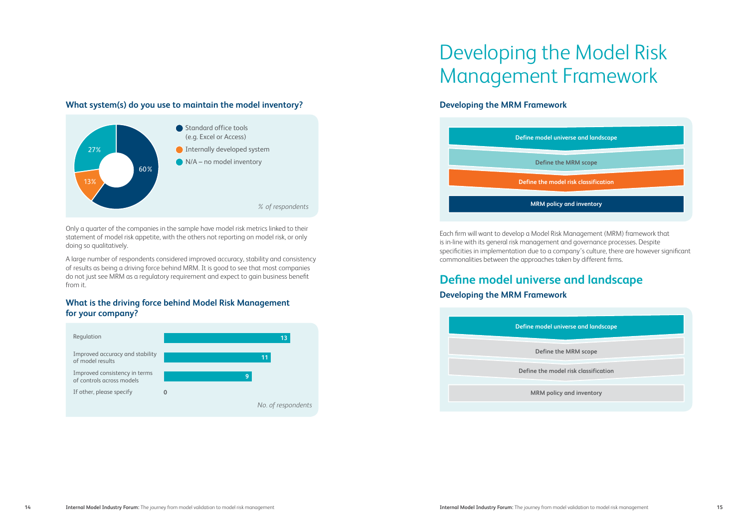### What system(s) do you use to maintain the model inventory?

| System | % of respondents |
|---|---|
| Standard office tools (e.g. Excel or Access) | 60% |
| Internally developed system | 13% |
| N/A – no model inventory | 27% |

Only a quarter of the companies in the sample have model risk metrics linked to their statement of model risk appetite, with the others not reporting on model risk, or only doing so qualitatively.

A large number of respondents considered improved accuracy, stability and consistency of results as being a driving force behind MRM. It is good to see that most companies do not just see MRM as a regulatory requirement and expect to gain business benefit from it.

### What is the driving force behind Model Risk Management for your company?

| Driving force | No. of respondents |
|---|---|
| Regulation | 13 |
| Improved accuracy and stability of model results | 11 |
| Improved consistency in terms of controls across models | 9 |
| If other, please specify | 0 |

# Developing the Model Risk Management Framework

### Developing the MRM Framework

- Define model universe and landscape
- Define the MRM scope
- Define the model risk classification
- MRM policy and inventory

Each firm will want to develop a Model Risk Management (MRM) framework that is in-line with its general risk management and governance processes. Despite specificities in implementation due to a company's culture, there are however significant commonalities between the approaches taken by different firms.

## Define model universe and landscape

### Developing the MRM Framework

- **Define model universe and landscape**
- Define the MRM scope
- Define the model risk classification
- MRM policy and inventory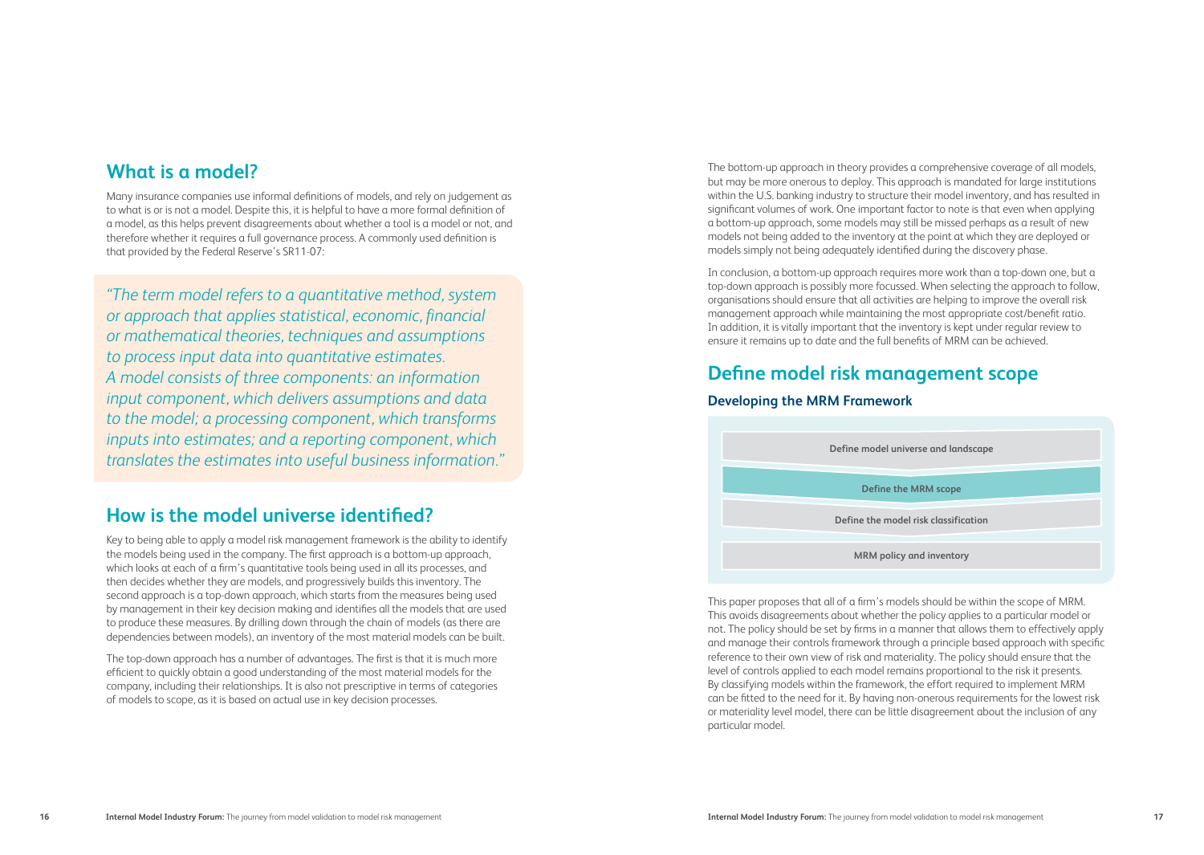## What is a model?

Many insurance companies use informal definitions of models, and rely on judgement as to what is or is not a model. Despite this, it is helpful to have a more formal definition of a model, as this helps prevent disagreements about whether a tool is a model or not, and therefore whether it requires a full governance process. A commonly used definition is that provided by the Federal Reserve's SR11-07:

> *"The term model refers to a quantitative method, system or approach that applies statistical, economic, financial or mathematical theories, techniques and assumptions to process input data into quantitative estimates. A model consists of three components: an information input component, which delivers assumptions and data to the model; a processing component, which transforms inputs into estimates; and a reporting component, which translates the estimates into useful business information."*

## How is the model universe identified?

Key to being able to apply a model risk management framework is the ability to identify the models being used in the company. The first approach is a bottom-up approach, which looks at each of a firm's quantitative tools being used in all its processes, and then decides whether they are models, and progressively builds this inventory. The second approach is a top-down approach, which starts from the measures being used by management in their key decision making and identifies all the models that are used to produce these measures. By drilling down through the chain of models (as there are dependencies between models), an inventory of the most material models can be built.

The top-down approach has a number of advantages. The first is that it is much more efficient to quickly obtain a good understanding of the most material models for the company, including their relationships. It is also not prescriptive in terms of categories of models to scope, as it is based on actual use in key decision processes.

The bottom-up approach in theory provides a comprehensive coverage of all models, but may be more onerous to deploy. This approach is mandated for large institutions within the U.S. banking industry to structure their model inventory, and has resulted in significant volumes of work. One important factor to note is that even when applying a bottom-up approach, some models may still be missed perhaps as a result of new models not being added to the inventory at the point at which they are deployed or models simply not being adequately identified during the discovery phase.

In conclusion, a bottom-up approach requires more work than a top-down one, but a top-down approach is possibly more focussed. When selecting the approach to follow, organisations should ensure that all activities are helping to improve the overall risk management approach while maintaining the most appropriate cost/benefit ratio. In addition, it is vitally important that the inventory is kept under regular review to ensure it remains up to date and the full benefits of MRM can be achieved.

## Define model risk management scope

### Developing the MRM Framework

- Define model universe and landscape
- **Define the MRM scope**
- Define the model risk classification
- MRM policy and inventory

This paper proposes that all of a firm's models should be within the scope of MRM. This avoids disagreements about whether the policy applies to a particular model or not. The policy should be set by firms in a manner that allows them to effectively apply and manage their controls framework through a principle based approach with specific reference to their own view of risk and materiality. The policy should ensure that the level of controls applied to each model remains proportional to the risk it presents. By classifying models within the framework, the effort required to implement MRM can be fitted to the need for it. By having non-onerous requirements for the lowest risk or materiality level model, there can be little disagreement about the inclusion of any particular model.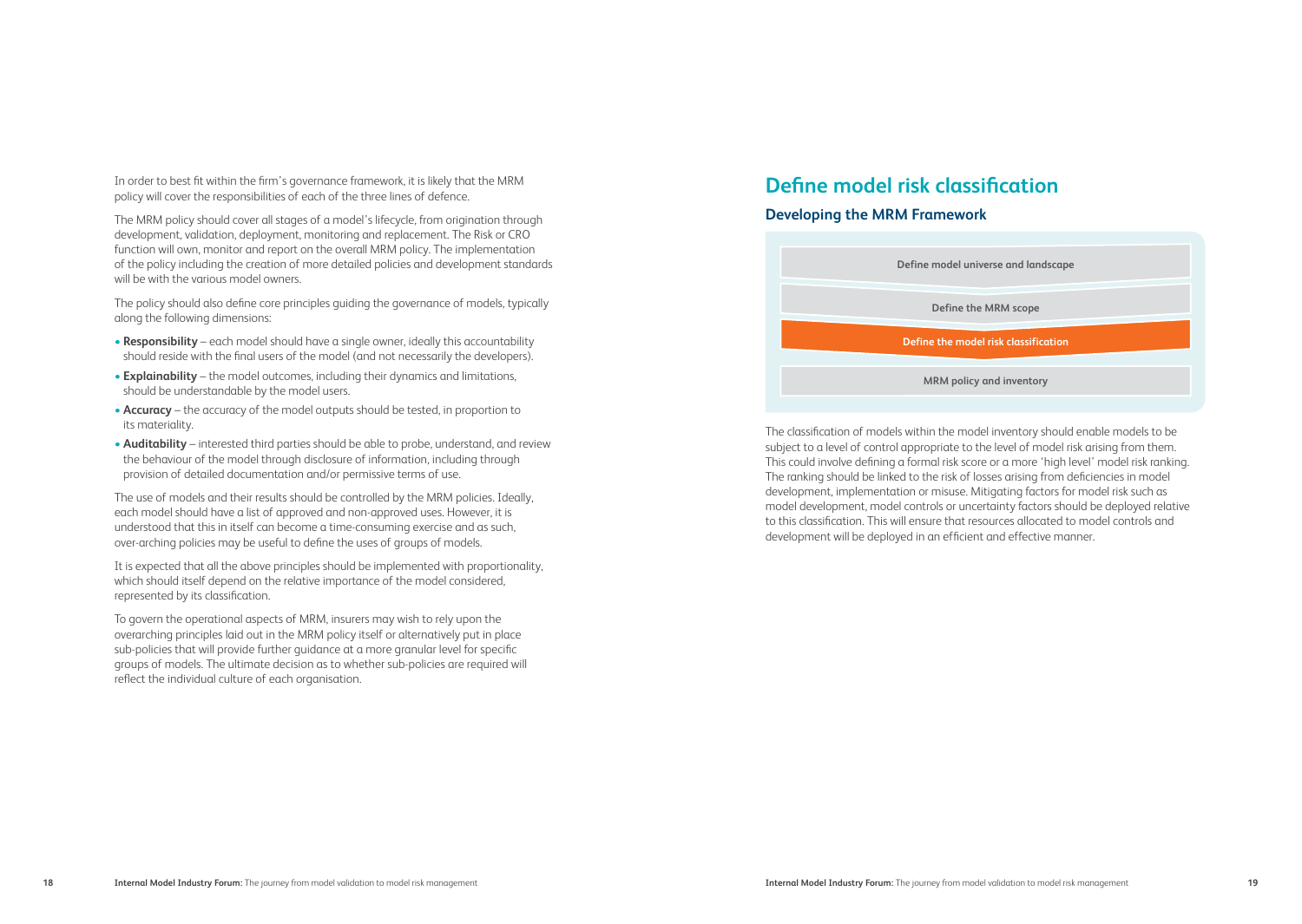In order to best fit within the firm's governance framework, it is likely that the MRM policy will cover the responsibilities of each of the three lines of defence.

The MRM policy should cover all stages of a model's lifecycle, from origination through development, validation, deployment, monitoring and replacement. The Risk or CRO function will own, monitor and report on the overall MRM policy. The implementation of the policy including the creation of more detailed policies and development standards will be with the various model owners.

The policy should also define core principles guiding the governance of models, typically along the following dimensions:

- **Responsibility** – each model should have a single owner, ideally this accountability should reside with the final users of the model (and not necessarily the developers).
- **Explainability** – the model outcomes, including their dynamics and limitations, should be understandable by the model users.
- **Accuracy** – the accuracy of the model outputs should be tested, in proportion to its materiality.
- **Auditability** – interested third parties should be able to probe, understand, and review the behaviour of the model through disclosure of information, including through provision of detailed documentation and/or permissive terms of use.

The use of models and their results should be controlled by the MRM policies. Ideally, each model should have a list of approved and non-approved uses. However, it is understood that this in itself can become a time-consuming exercise and as such, over-arching policies may be useful to define the uses of groups of models.

It is expected that all the above principles should be implemented with proportionality, which should itself depend on the relative importance of the model considered, represented by its classification.

To govern the operational aspects of MRM, insurers may wish to rely upon the overarching principles laid out in the MRM policy itself or alternatively put in place sub-policies that will provide further guidance at a more granular level for specific groups of models. The ultimate decision as to whether sub-policies are required will reflect the individual culture of each organisation.

# Define model risk classification

## Developing the MRM Framework

- Define model universe and landscape
- Define the MRM scope
- **Define the model risk classification**
- MRM policy and inventory

The classification of models within the model inventory should enable models to be subject to a level of control appropriate to the level of model risk arising from them. This could involve defining a formal risk score or a more 'high level' model risk ranking. The ranking should be linked to the risk of losses arising from deficiencies in model development, implementation or misuse. Mitigating factors for model risk such as model development, model controls or uncertainty factors should be deployed relative to this classification. This will ensure that resources allocated to model controls and development will be deployed in an efficient and effective manner.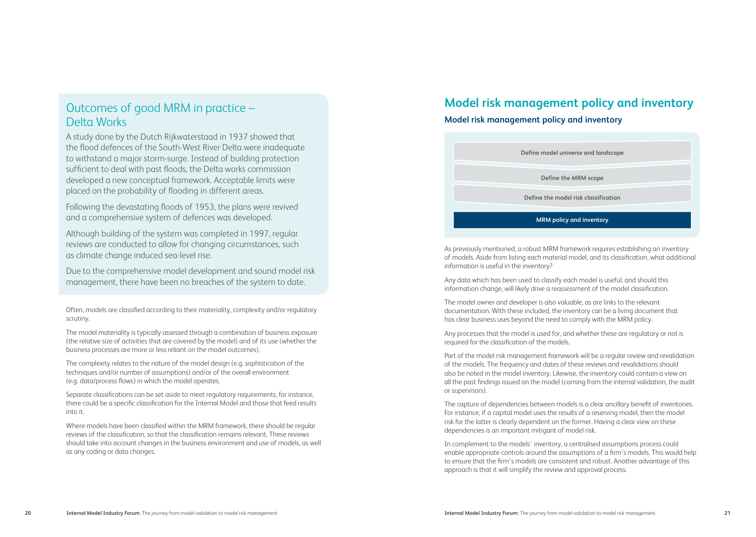## Outcomes of good MRM in practice – Delta Works

A study done by the Dutch Rijkwaterstaad in 1937 showed that the flood defences of the South-West River Delta were inadequate to withstand a major storm-surge. Instead of building protection sufficient to deal with past floods, the Delta works commission developed a new conceptual framework. Acceptable limits were placed on the probability of flooding in different areas.

Following the devastating floods of 1953, the plans were revived and a comprehensive system of defences was developed.

Although building of the system was completed in 1997, regular reviews are conducted to allow for changing circumstances, such as climate change induced sea-level rise.

Due to the comprehensive model development and sound model risk management, there have been no breaches of the system to date.

Often, models are classified according to their materiality, complexity and/or regulatory scrutiny.

The model materiality is typically assessed through a combination of business exposure (the relative size of activities that are covered by the model) and of its use (whether the business processes are more or less reliant on the model outcomes).

The complexity relates to the nature of the model design (e.g. sophistication of the techniques and/or number of assumptions) and/or of the overall environment (e.g. data/process flows) in which the model operates.

Separate classifications can be set aside to meet regulatory requirements, for instance, there could be a specific classification for the Internal Model and those that feed results into it.

Where models have been classified within the MRM framework, there should be regular reviews of the classification, so that the classification remains relevant. These reviews should take into account changes in the business environment and use of models, as well as any coding or data changes.

# Model risk management policy and inventory

### Model risk management policy and inventory

- Define model universe and landscape
- Define the MRM scope
- Define the model risk classification
- **MRM policy and inventory**

As previously mentioned, a robust MRM framework requires establishing an inventory of models. Aside from listing each material model, and its classification, what additional information is useful in the inventory?

Any data which has been used to classify each model is useful, and should this information change, will likely drive a reassessment of the model classification.

The model owner and developer is also valuable, as are links to the relevant documentation. With these included, the inventory can be a living document that has clear business uses beyond the need to comply with the MRM policy.

Any processes that the model is used for, and whether these are regulatory or not is required for the classification of the models.

Part of the model risk management framework will be a regular review and revalidation of the models. The frequency and dates of these reviews and revalidations should also be noted in the model inventory. Likewise, the inventory could contain a view on all the past findings issued on the model (coming from the internal validation, the audit or supervisors).

The capture of dependencies between models is a clear ancillary benefit of inventories. For instance, if a capital model uses the results of a reserving model, then the model risk for the latter is clearly dependent on the former. Having a clear view on these dependencies is an important mitigant of model risk.

In complement to the models' inventory, a centralised assumptions process could enable appropriate controls around the assumptions of a firm's models. This would help to ensure that the firm's models are consistent and robust. Another advantage of this approach is that it will simplify the review and approval process.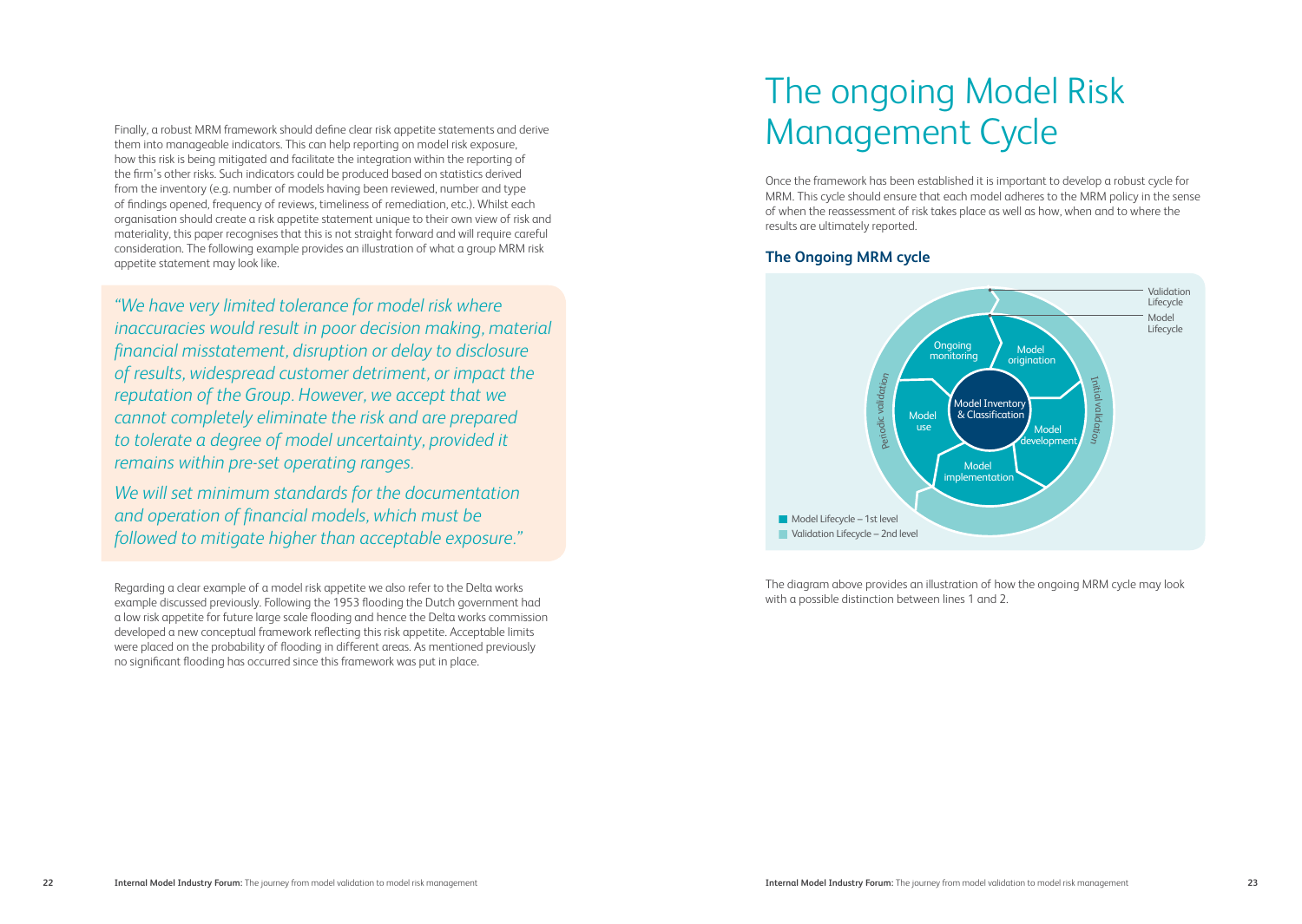Finally, a robust MRM framework should define clear risk appetite statements and derive them into manageable indicators. This can help reporting on model risk exposure, how this risk is being mitigated and facilitate the integration within the reporting of the firm's other risks. Such indicators could be produced based on statistics derived from the inventory (e.g. number of models having been reviewed, number and type of findings opened, frequency of reviews, timeliness of remediation, etc.). Whilst each organisation should create a risk appetite statement unique to their own view of risk and materiality, this paper recognises that this is not straight forward and will require careful consideration. The following example provides an illustration of what a group MRM risk appetite statement may look like.

> *"We have very limited tolerance for model risk where inaccuracies would result in poor decision making, material financial misstatement, disruption or delay to disclosure of results, widespread customer detriment, or impact the reputation of the Group. However, we accept that we cannot completely eliminate the risk and are prepared to tolerate a degree of model uncertainty, provided it remains within pre-set operating ranges.*
>
> *We will set minimum standards for the documentation and operation of financial models, which must be followed to mitigate higher than acceptable exposure."*

Regarding a clear example of a model risk appetite we also refer to the Delta works example discussed previously. Following the 1953 flooding the Dutch government had a low risk appetite for future large scale flooding and hence the Delta works commission developed a new conceptual framework reflecting this risk appetite. Acceptable limits were placed on the probability of flooding in different areas. As mentioned previously no significant flooding has occurred since this framework was put in place.

# The ongoing Model Risk Management Cycle

Once the framework has been established it is important to develop a robust cycle for MRM. This cycle should ensure that each model adheres to the MRM policy in the sense of when the reassessment of risk takes place as well as how, when and to where the results are ultimately reported.

### The Ongoing MRM cycle

Validation Lifecycle
Model Lifecycle

Model Inventory & Classification

Model origination
Model development
Model implementation
Model use
Ongoing monitoring

Initial validation
Periodic validation

Model Lifecycle – 1st level
Validation Lifecycle – 2nd level

The diagram above provides an illustration of how the ongoing MRM cycle may look with a possible distinction between lines 1 and 2.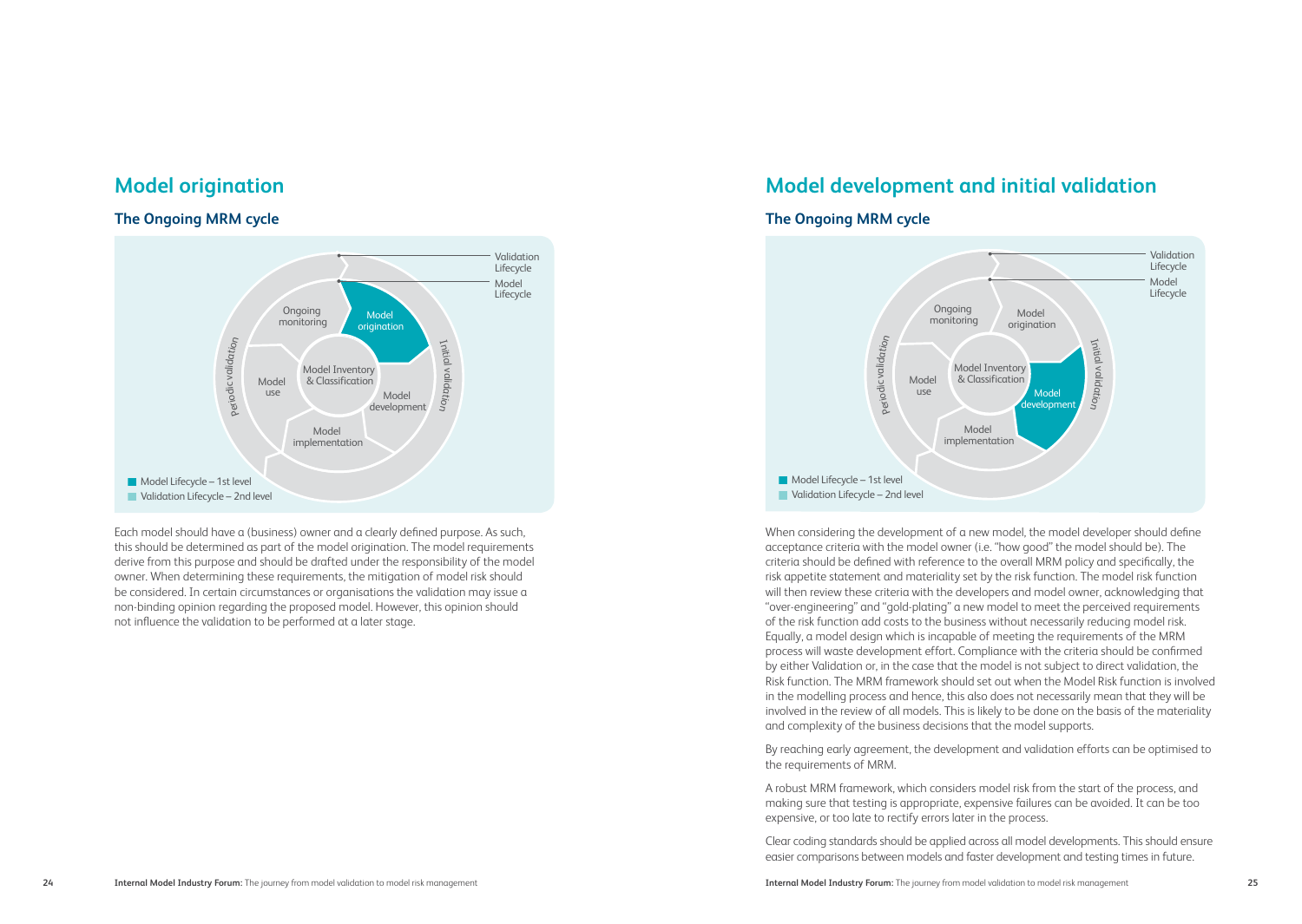# Model origination

## The Ongoing MRM cycle

Each model should have a (business) owner and a clearly defined purpose. As such, this should be determined as part of the model origination. The model requirements derive from this purpose and should be drafted under the responsibility of the model owner. When determining these requirements, the mitigation of model risk should be considered. In certain circumstances or organisations the validation may issue a non-binding opinion regarding the proposed model. However, this opinion should not influence the validation to be performed at a later stage.

# Model development and initial validation

## The Ongoing MRM cycle

When considering the development of a new model, the model developer should define acceptance criteria with the model owner (i.e. "how good" the model should be). The criteria should be defined with reference to the overall MRM policy and specifically, the risk appetite statement and materiality set by the risk function. The model risk function will then review these criteria with the developers and model owner, acknowledging that "over-engineering" and "gold-plating" a new model to meet the perceived requirements of the risk function add costs to the business without necessarily reducing model risk. Equally, a model design which is incapable of meeting the requirements of the MRM process will waste development effort. Compliance with the criteria should be confirmed by either Validation or, in the case that the model is not subject to direct validation, the Risk function. The MRM framework should set out when the Model Risk function is involved in the modelling process and hence, this also does not necessarily mean that they will be involved in the review of all models. This is likely to be done on the basis of the materiality and complexity of the business decisions that the model supports.

By reaching early agreement, the development and validation efforts can be optimised to the requirements of MRM.

A robust MRM framework, which considers model risk from the start of the process, and making sure that testing is appropriate, expensive failures can be avoided. It can be too expensive, or too late to rectify errors later in the process.

Clear coding standards should be applied across all model developments. This should ensure easier comparisons between models and faster development and testing times in future.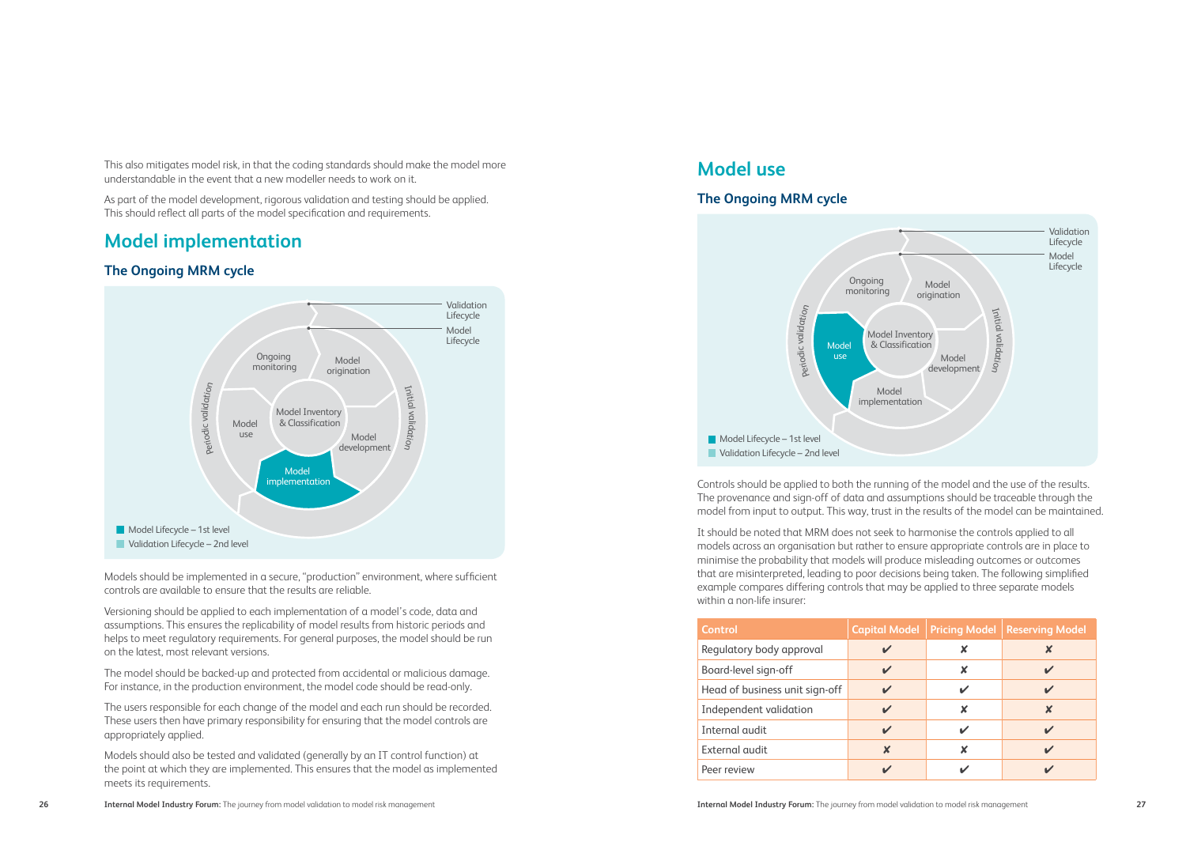This also mitigates model risk, in that the coding standards should make the model more understandable in the event that a new modeller needs to work on it.

As part of the model development, rigorous validation and testing should be applied. This should reflect all parts of the model specification and requirements.

## Model implementation

### The Ongoing MRM cycle

Validation Lifecycle

Model Lifecycle

Ongoing monitoring

Model origination

Model Inventory & Classification

Model use

Model development

Model implementation

Periodic validation

Initial validation

Model Lifecycle – 1st level

Validation Lifecycle – 2nd level

Models should be implemented in a secure, "production" environment, where sufficient controls are available to ensure that the results are reliable.

Versioning should be applied to each implementation of a model's code, data and assumptions. This ensures the replicability of model results from historic periods and helps to meet regulatory requirements. For general purposes, the model should be run on the latest, most relevant versions.

The model should be backed-up and protected from accidental or malicious damage. For instance, in the production environment, the model code should be read-only.

The users responsible for each change of the model and each run should be recorded. These users then have primary responsibility for ensuring that the model controls are appropriately applied.

Models should also be tested and validated (generally by an IT control function) at the point at which they are implemented. This ensures that the model as implemented meets its requirements.

## Model use

### The Ongoing MRM cycle

Validation Lifecycle

Model Lifecycle

Ongoing monitoring

Model origination

Model Inventory & Classification

Model use

Model development

Model implementation

Periodic validation

Initial validation

Model Lifecycle – 1st level

Validation Lifecycle – 2nd level

Controls should be applied to both the running of the model and the use of the results. The provenance and sign-off of data and assumptions should be traceable through the model from input to output. This way, trust in the results of the model can be maintained.

It should be noted that MRM does not seek to harmonise the controls applied to all models across an organisation but rather to ensure appropriate controls are in place to minimise the probability that models will produce misleading outcomes or outcomes that are misinterpreted, leading to poor decisions being taken. The following simplified example compares differing controls that may be applied to three separate models within a non-life insurer:

| Control | Capital Model | Pricing Model | Reserving Model |
|---|---|---|---|
| Regulatory body approval | ✔ | ✘ | ✘ |
| Board-level sign-off | ✔ | ✘ | ✔ |
| Head of business unit sign-off | ✔ | ✔ | ✔ |
| Independent validation | ✔ | ✘ | ✘ |
| Internal audit | ✔ | ✔ | ✔ |
| External audit | ✘ | ✘ | ✔ |
| Peer review | ✔ | ✔ | ✔ |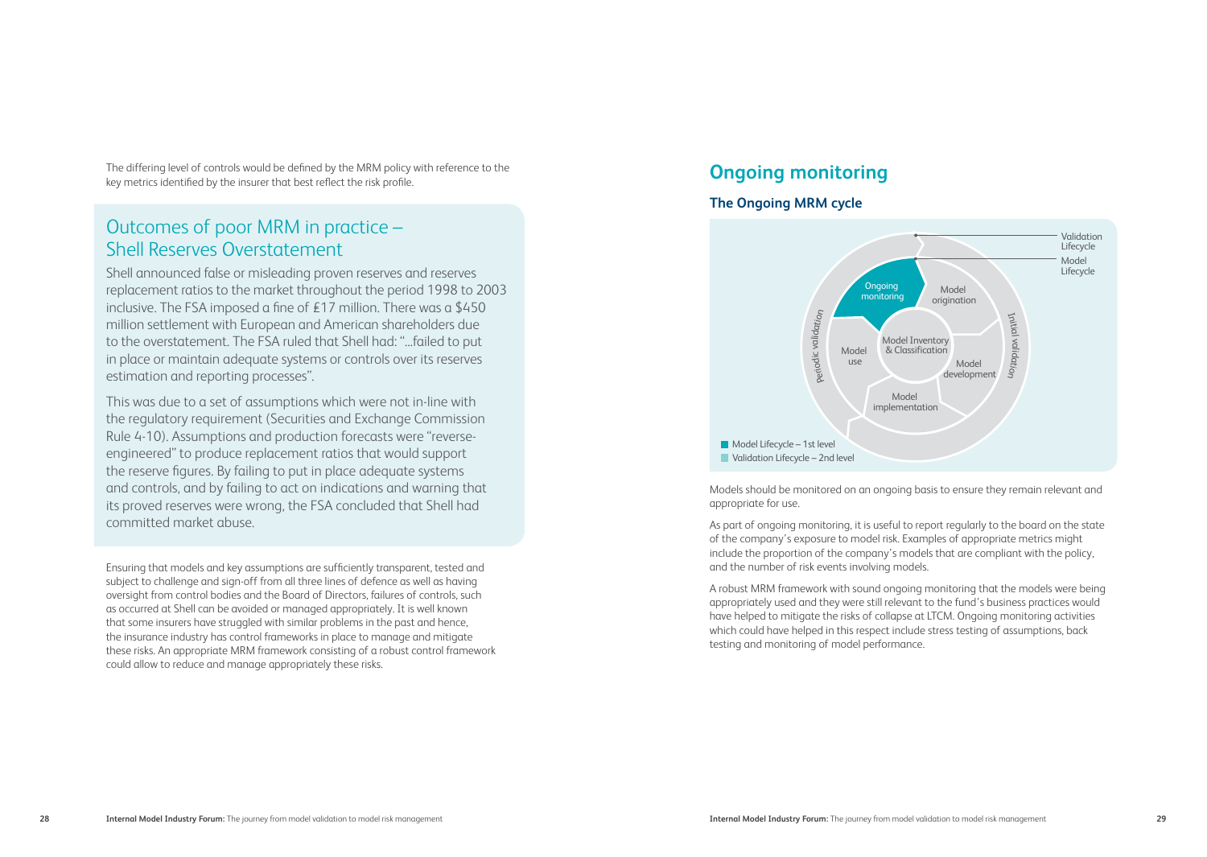The differing level of controls would be defined by the MRM policy with reference to the key metrics identified by the insurer that best reflect the risk profile.

## Outcomes of poor MRM in practice – Shell Reserves Overstatement

Shell announced false or misleading proven reserves and reserves replacement ratios to the market throughout the period 1998 to 2003 inclusive. The FSA imposed a fine of £17 million. There was a $450 million settlement with European and American shareholders due to the overstatement. The FSA ruled that Shell had: "...failed to put in place or maintain adequate systems or controls over its reserves estimation and reporting processes".

This was due to a set of assumptions which were not in-line with the regulatory requirement (Securities and Exchange Commission Rule 4-10). Assumptions and production forecasts were "reverse-engineered" to produce replacement ratios that would support the reserve figures. By failing to put in place adequate systems and controls, and by failing to act on indications and warning that its proved reserves were wrong, the FSA concluded that Shell had committed market abuse.

Ensuring that models and key assumptions are sufficiently transparent, tested and subject to challenge and sign-off from all three lines of defence as well as having oversight from control bodies and the Board of Directors, failures of controls, such as occurred at Shell can be avoided or managed appropriately. It is well known that some insurers have struggled with similar problems in the past and hence, the insurance industry has control frameworks in place to manage and mitigate these risks. An appropriate MRM framework consisting of a robust control framework could allow to reduce and manage appropriately these risks.

## Ongoing monitoring

### The Ongoing MRM cycle

Validation Lifecycle
Model Lifecycle

Ongoing monitoring
Model origination
Initial validation
Model Inventory & Classification
Periodic validation
Model use
Model development
Model implementation

Model Lifecycle – 1st level
Validation Lifecycle – 2nd level

Models should be monitored on an ongoing basis to ensure they remain relevant and appropriate for use.

As part of ongoing monitoring, it is useful to report regularly to the board on the state of the company's exposure to model risk. Examples of appropriate metrics might include the proportion of the company's models that are compliant with the policy, and the number of risk events involving models.

A robust MRM framework with sound ongoing monitoring that the models were being appropriately used and they were still relevant to the fund's business practices would have helped to mitigate the risks of collapse at LTCM. Ongoing monitoring activities which could have helped in this respect include stress testing of assumptions, back testing and monitoring of model performance.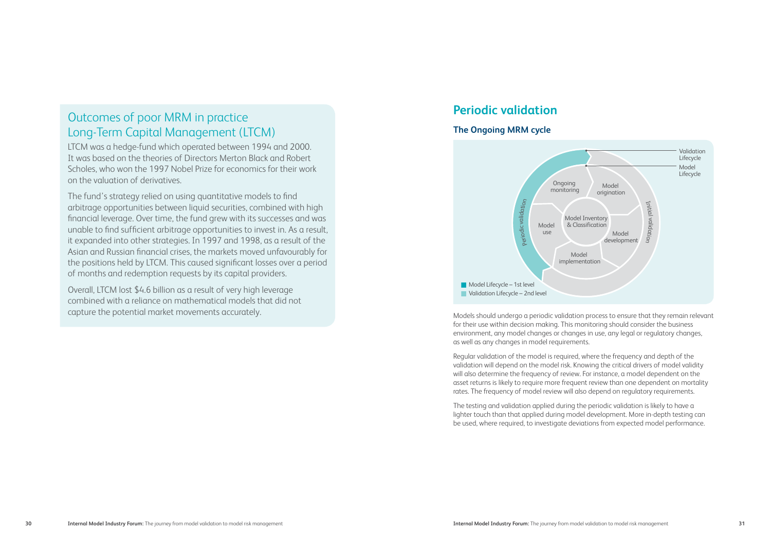## Outcomes of poor MRM in practice Long-Term Capital Management (LTCM)

LTCM was a hedge-fund which operated between 1994 and 2000. It was based on the theories of Directors Merton Black and Robert Scholes, who won the 1997 Nobel Prize for economics for their work on the valuation of derivatives.

The fund's strategy relied on using quantitative models to find arbitrage opportunities between liquid securities, combined with high financial leverage. Over time, the fund grew with its successes and was unable to find sufficient arbitrage opportunities to invest in. As a result, it expanded into other strategies. In 1997 and 1998, as a result of the Asian and Russian financial crises, the markets moved unfavourably for the positions held by LTCM. This caused significant losses over a period of months and redemption requests by its capital providers.

Overall, LTCM lost $4.6 billion as a result of very high leverage combined with a reliance on mathematical models that did not capture the potential market movements accurately.

# Periodic validation

### The Ongoing MRM cycle

Validation Lifecycle

Model Lifecycle

Ongoing monitoring

Model origination

Model Inventory & Classification

Model use

Model development

Model implementation

Periodic validation

Initial validation

Model Lifecycle – 1st level

Validation Lifecycle – 2nd level

Models should undergo a periodic validation process to ensure that they remain relevant for their use within decision making. This monitoring should consider the business environment, any model changes or changes in use, any legal or regulatory changes, as well as any changes in model requirements.

Regular validation of the model is required, where the frequency and depth of the validation will depend on the model risk. Knowing the critical drivers of model validity will also determine the frequency of review. For instance, a model dependent on the asset returns is likely to require more frequent review than one dependent on mortality rates. The frequency of model review will also depend on regulatory requirements.

The testing and validation applied during the periodic validation is likely to have a lighter touch than that applied during model development. More in-depth testing can be used, where required, to investigate deviations from expected model performance.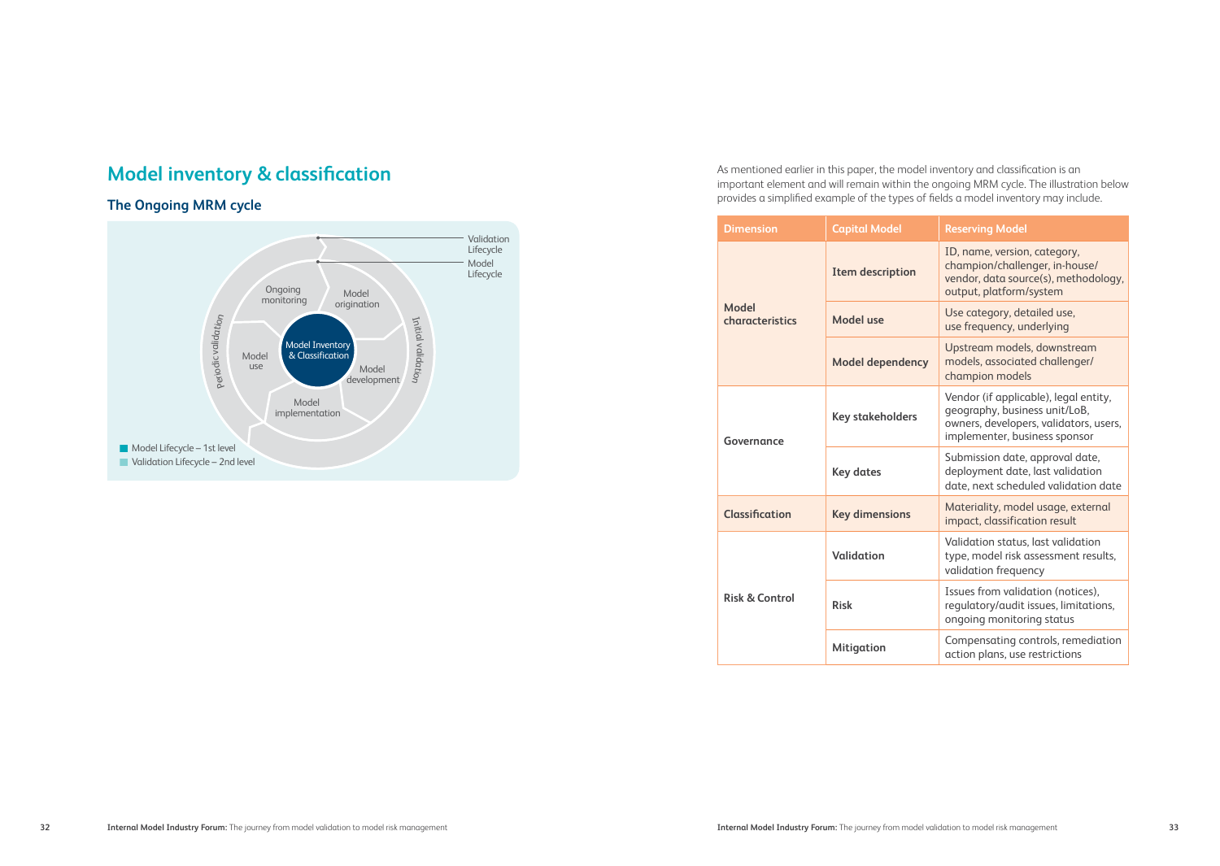# Model inventory & classification

## The Ongoing MRM cycle

Validation Lifecycle

Model Lifecycle

Ongoing monitoring

Model origination

Periodic validation

Initial validation

Model use

Model Inventory & Classification

Model development

Model implementation

Model Lifecycle – 1st level

Validation Lifecycle – 2nd level

As mentioned earlier in this paper, the model inventory and classification is an important element and will remain within the ongoing MRM cycle. The illustration below provides a simplified example of the types of fields a model inventory may include.

| Dimension | Capital Model | Reserving Model |
|---|---|---|
| Model characteristics | **Item description** | ID, name, version, category, champion/challenger, in-house/vendor, data source(s), methodology, output, platform/system |
| | **Model use** | Use category, detailed use, use frequency, underlying |
| | **Model dependency** | Upstream models, downstream models, associated challenger/champion models |
| Governance | **Key stakeholders** | Vendor (if applicable), legal entity, geography, business unit/LoB, owners, developers, validators, users, implementer, business sponsor |
| | **Key dates** | Submission date, approval date, deployment date, last validation date, next scheduled validation date |
| Classification | **Key dimensions** | Materiality, model usage, external impact, classification result |
| Risk & Control | **Validation** | Validation status, last validation type, model risk assessment results, validation frequency |
| | **Risk** | Issues from validation (notices), regulatory/audit issues, limitations, ongoing monitoring status |
| | **Mitigation** | Compensating controls, remediation action plans, use restrictions |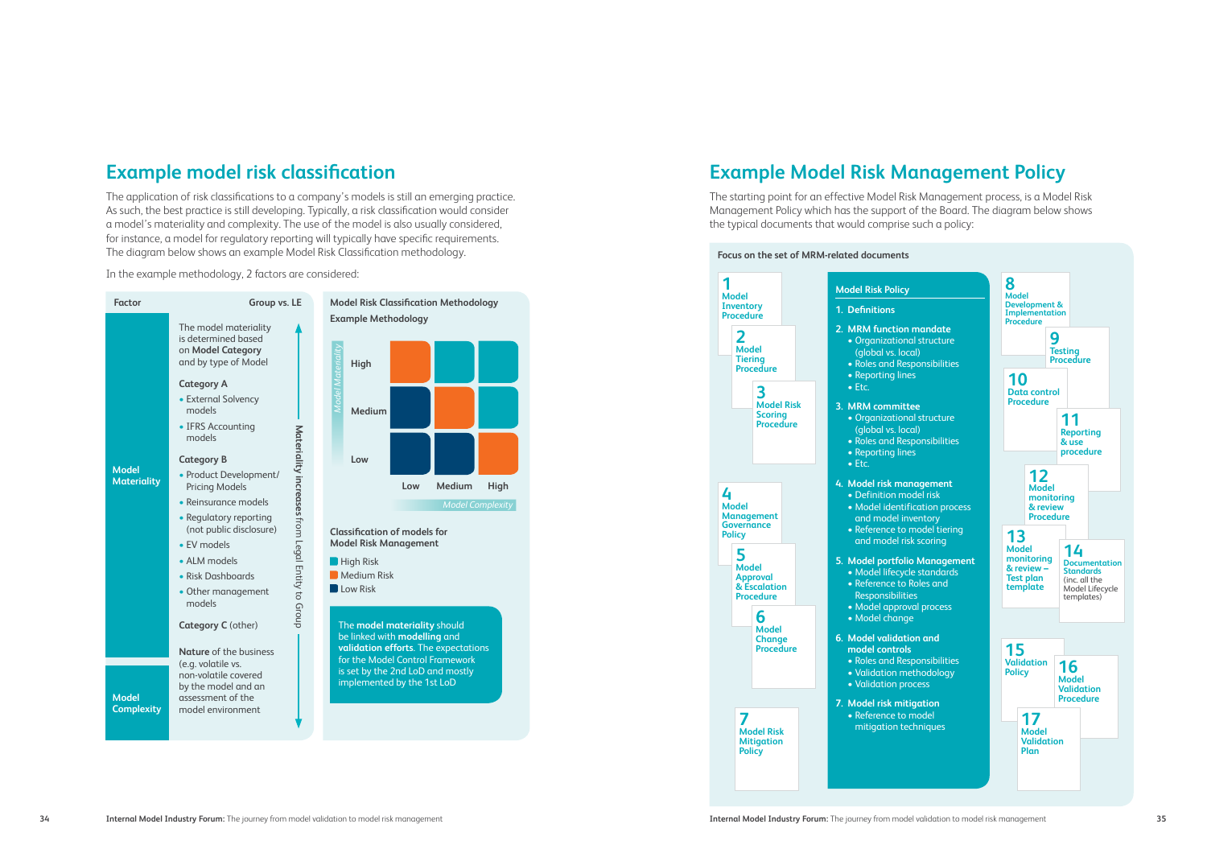## Example model risk classification

The application of risk classifications to a company's models is still an emerging practice. As such, the best practice is still developing. Typically, a risk classification would consider a model's materiality and complexity. The use of the model is also usually considered, for instance, a model for regulatory reporting will typically have specific requirements. The diagram below shows an example Model Risk Classification methodology.

In the example methodology, 2 factors are considered:

| Factor | Group vs. LE |
|---|---|
| **Model Materiality** | The model materiality is determined based on **Model Category** and by type of Model<br><br>**Category A**<br>• External Solvency models<br>• IFRS Accounting models<br><br>**Category B**<br>• Product Development/ Pricing Models<br>• Reinsurance models<br>• Regulatory reporting (not public disclosure)<br>• EV models<br>• ALM models<br>• Risk Dashboards<br>• Other management models<br><br>**Category C** (other) |
| **Model Complexity** | **Nature** of the business (e.g. volatile vs. non-volatile covered by the model and an assessment of the model environment |

Materiality increases from Legal Entity to Group

**Model Risk Classification Methodology**

**Example Methodology**

| Model Materiality \ Model Complexity | Low | Medium | High |
|---|---|---|---|
| High | Medium Risk | High Risk | High Risk |
| Medium | Low Risk | Medium Risk | High Risk |
| Low | Low Risk | Low Risk | Medium Risk |

**Classification of models for Model Risk Management**

- High Risk
- Medium Risk
- Low Risk

The **model materiality** should be linked with **modelling** and **validation efforts**. The expectations for the Model Control Framework is set by the 2nd LoD and mostly implemented by the 1st LoD

## Example Model Risk Management Policy

The starting point for an effective Model Risk Management process, is a Model Risk Management Policy which has the support of the Board. The diagram below shows the typical documents that would comprise such a policy:

**Focus on the set of MRM-related documents**

1. Model Inventory Procedure
2. Model Tiering Procedure
3. Model Risk Scoring Procedure
4. Model Management Governance Policy
5. Model Approval & Escalation Procedure
6. Model Change Procedure
7. Model Risk Mitigation Policy

**Model Risk Policy**

1. Definitions
2. MRM function mandate
   - Organizational structure (global vs. local)
   - Roles and Responsibilities
   - Reporting lines
   - Etc.
3. MRM committee
   - Organizational structure (global vs. local)
   - Roles and Responsibilities
   - Reporting lines
   - Etc.
4. Model risk management
   - Definition model risk
   - Model identification process and model inventory
   - Reference to model tiering and model risk scoring
5. Model portfolio Management
   - Model lifecycle standards
   - Reference to Roles and Responsibilities
   - Model approval process
   - Model change
6. Model validation and model controls
   - Roles and Responsibilities
   - Validation methodology
   - Validation process
7. Model risk mitigation
   - Reference to model mitigation techniques

8. Model Development & Implementation Procedure
9. Testing Procedure
10. Data control Procedure
11. Reporting & use procedure
12. Model monitoring & review Procedure
13. Model monitoring & review – Test plan template
14. Documentation Standards (inc. all the Model Lifecycle templates)
15. Validation Policy
16. Model Validation Procedure
17. Model Validation Plan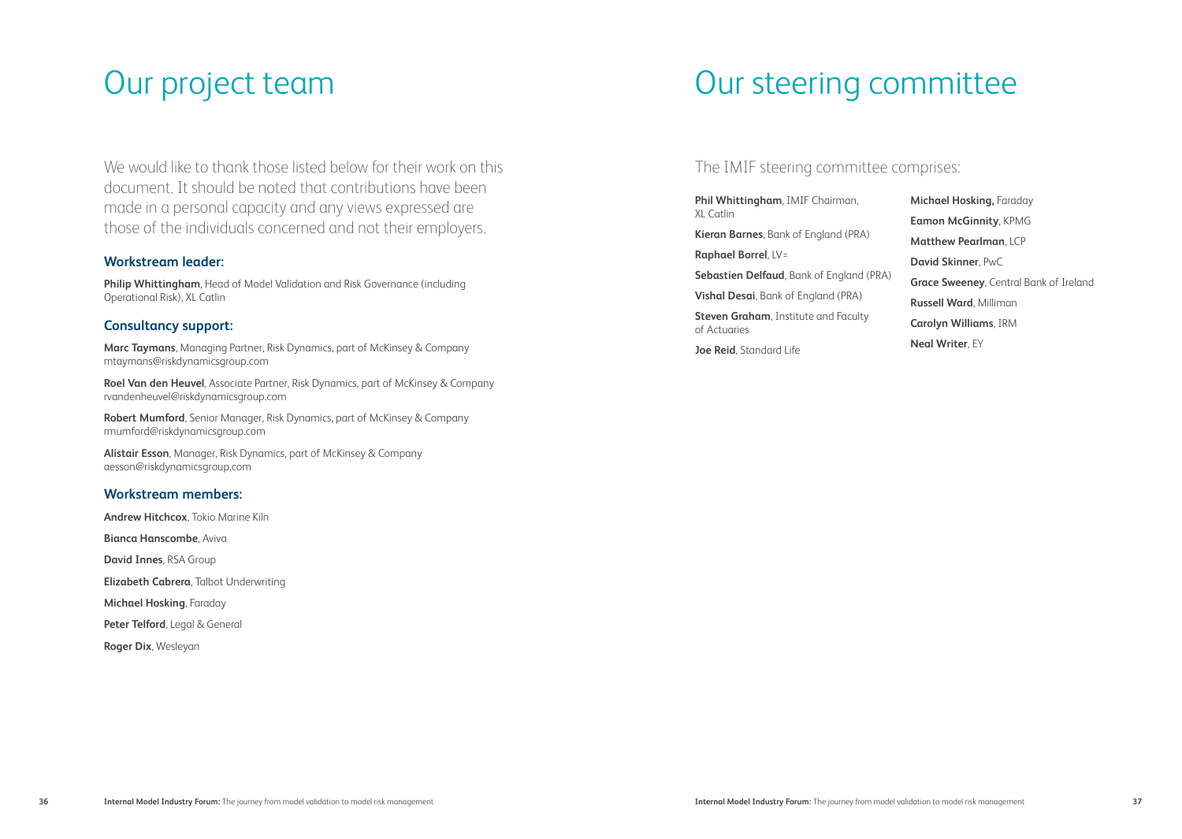# Our project team

We would like to thank those listed below for their work on this document. It should be noted that contributions have been made in a personal capacity and any views expressed are those of the individuals concerned and not their employers.

### Workstream leader:

**Philip Whittingham**, Head of Model Validation and Risk Governance (including Operational Risk), XL Catlin

### Consultancy support:

**Marc Taymans**, Managing Partner, Risk Dynamics, part of McKinsey & Company
mtaymans@riskdynamicsgroup.com

**Roel Van den Heuvel**, Associate Partner, Risk Dynamics, part of McKinsey & Company
rvandenheuvel@riskdynamicsgroup.com

**Robert Mumford**, Senior Manager, Risk Dynamics, part of McKinsey & Company
rmumford@riskdynamicsgroup.com

**Alistair Esson**, Manager, Risk Dynamics, part of McKinsey & Company
aesson@riskdynamicsgroup.com

### Workstream members:

**Andrew Hitchcox**, Tokio Marine Kiln

**Bianca Hanscombe**, Aviva

**David Innes**, RSA Group

**Elizabeth Cabrera**, Talbot Underwriting

**Michael Hosking**, Faraday

**Peter Telford**, Legal & General

**Roger Dix**, Wesleyan

# Our steering committee

The IMIF steering committee comprises:

**Phil Whittingham**, IMIF Chairman, XL Catlin

**Kieran Barnes**, Bank of England (PRA)

**Raphael Borrel**, LV=

**Sebastien Delfaud**, Bank of England (PRA)

**Vishal Desai**, Bank of England (PRA)

**Steven Graham**, Institute and Faculty of Actuaries

**Joe Reid**, Standard Life

**Michael Hosking,** Faraday

**Eamon McGinnity**, KPMG

**Matthew Pearlman**, LCP

**David Skinner**, PwC

**Grace Sweeney**, Central Bank of Ireland

**Russell Ward**, Milliman

**Carolyn Williams**, IRM

**Neal Writer**, EY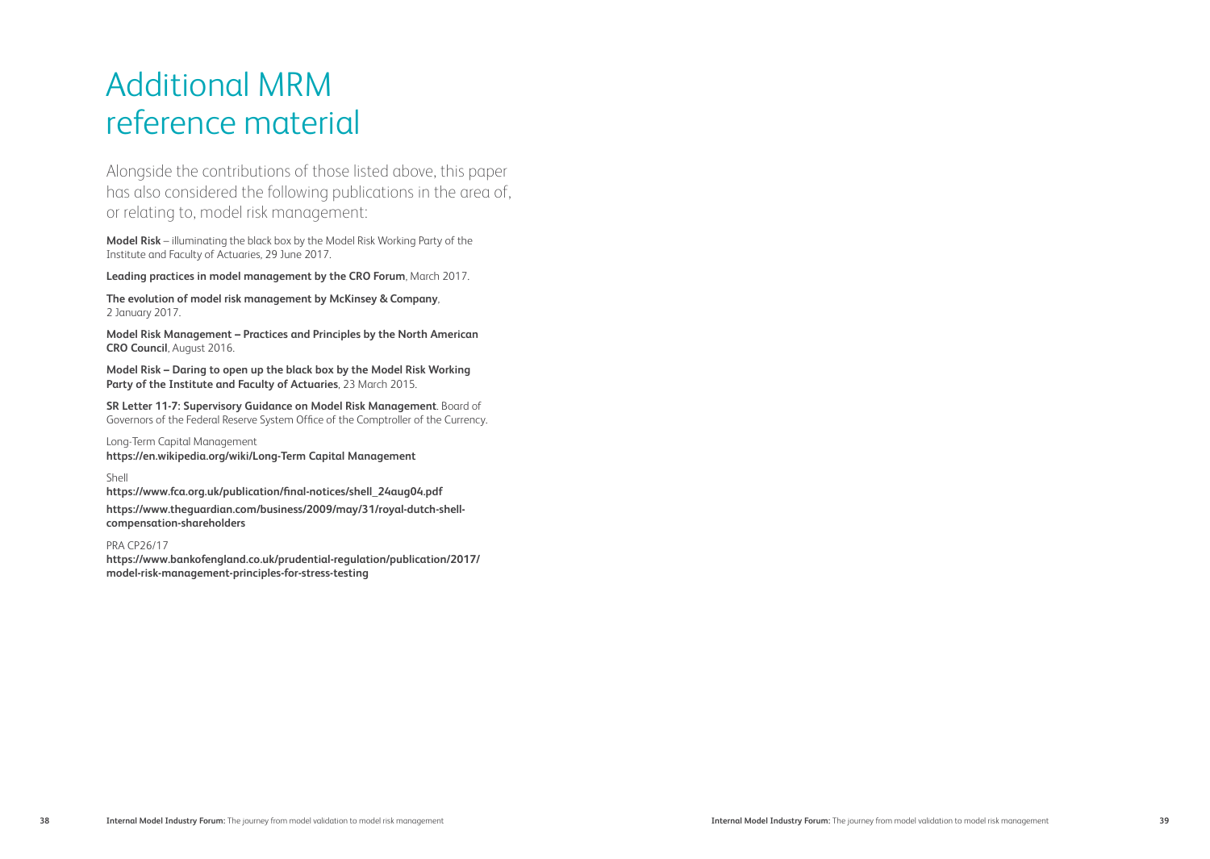# Additional MRM reference material

Alongside the contributions of those listed above, this paper has also considered the following publications in the area of, or relating to, model risk management:

**Model Risk** – illuminating the black box by the Model Risk Working Party of the Institute and Faculty of Actuaries, 29 June 2017.

**Leading practices in model management by the CRO Forum**, March 2017.

**The evolution of model risk management by McKinsey & Company**, 2 January 2017.

**Model Risk Management – Practices and Principles by the North American CRO Council**, August 2016.

**Model Risk – Daring to open up the black box by the Model Risk Working Party of the Institute and Faculty of Actuaries**, 23 March 2015.

**SR Letter 11-7: Supervisory Guidance on Model Risk Management**. Board of Governors of the Federal Reserve System Office of the Comptroller of the Currency.

Long-Term Capital Management
**https://en.wikipedia.org/wiki/Long-Term Capital Management**

Shell
**https://www.fca.org.uk/publication/final-notices/shell_24aug04.pdf**

**https://www.theguardian.com/business/2009/may/31/royal-dutch-shell-compensation-shareholders**

PRA CP26/17
**https://www.bankofengland.co.uk/prudential-regulation/publication/2017/model-risk-management-principles-for-stress-testing**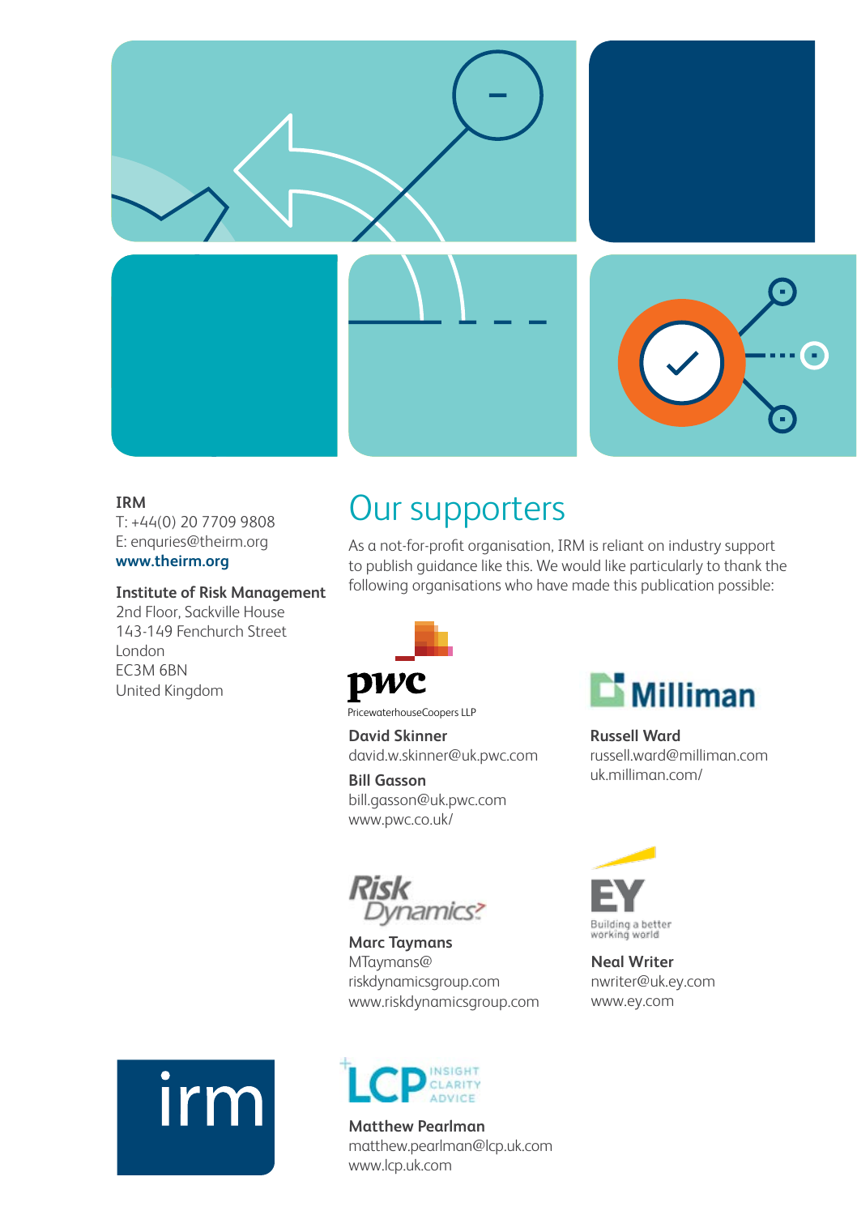**IRM**
T: +44(0) 20 7709 9808
E: enquries@theirm.org
**www.theirm.org**

**Institute of Risk Management**
2nd Floor, Sackville House
143-149 Fenchurch Street
London
EC3M 6BN
United Kingdom

# Our supporters

As a not-for-profit organisation, IRM is reliant on industry support to publish guidance like this. We would like particularly to thank the following organisations who have made this publication possible:

pwc
PricewaterhouseCoopers LLP

**David Skinner**
david.w.skinner@uk.pwc.com

**Bill Gasson**
bill.gasson@uk.pwc.com
www.pwc.co.uk/

Milliman

**Russell Ward**
russell.ward@milliman.com
uk.milliman.com/

Risk Dynamics

**Marc Taymans**
MTaymans@
riskdynamicsgroup.com
www.riskdynamicsgroup.com

EY
Building a better working world

**Neal Writer**
nwriter@uk.ey.com
www.ey.com

LCP INSIGHT CLARITY ADVICE

**Matthew Pearlman**
matthew.pearlman@lcp.uk.com
www.lcp.uk.com

irm